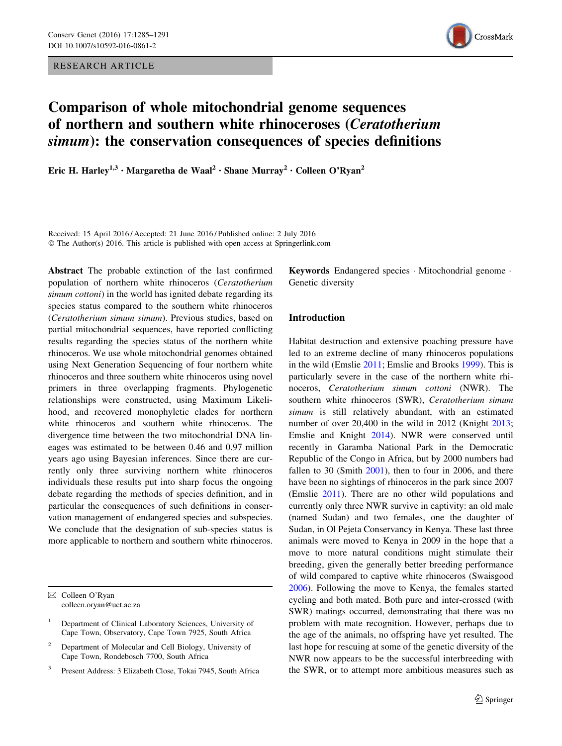RESEARCH ARTICLE

# Comparison of whole mitochondrial genome sequences of northern and southern white rhinoceroses (*Ceratotherium simum*): the conservation consequences of species definitions

Eric H. Harley[1,3] · Margaretha de Waal[2] · Shane Murray[2] · Colleen O'Ryan[2]

Received: 15 April 2016 / Accepted: 21 June 2016 / Published online: 2 July 2016
© The Author(s) 2016. This article is published with open access at Springerlink.com

**Abstract** The probable extinction of the last confirmed population of northern white rhinoceros (*Ceratotherium simum cottoni*) in the world has ignited debate regarding its species status compared to the southern white rhinoceros (*Ceratotherium simum simum*). Previous studies, based on partial mitochondrial sequences, have reported conflicting results regarding the species status of the northern white rhinoceros. We use whole mitochondrial genomes obtained using Next Generation Sequencing of four northern white rhinoceros and three southern white rhinoceros using novel primers in three overlapping fragments. Phylogenetic relationships were constructed, using Maximum Likelihood, and recovered monophyletic clades for northern white rhinoceros and southern white rhinoceros. The divergence time between the two mitochondrial DNA lineages was estimated to be between 0.46 and 0.97 million years ago using Bayesian inferences. Since there are currently only three surviving northern white rhinoceros individuals these results put into sharp focus the ongoing debate regarding the methods of species definition, and in particular the consequences of such definitions in conservation management of endangered species and subspecies. We conclude that the designation of sub-species status is more applicable to northern and southern white rhinoceros.

**Keywords** Endangered species · Mitochondrial genome · Genetic diversity

## Introduction

Habitat destruction and extensive poaching pressure have led to an extreme decline of many rhinoceros populations in the wild (Emslie 2011; Emslie and Brooks 1999). This is particularly severe in the case of the northern white rhinoceros, *Ceratotherium simum cottoni* (NWR). The southern white rhinoceros (SWR), *Ceratotherium simum simum* is still relatively abundant, with an estimated number of over 20,400 in the wild in 2012 (Knight 2013; Emslie and Knight 2014). NWR were conserved until recently in Garamba National Park in the Democratic Republic of the Congo in Africa, but by 2000 numbers had fallen to 30 (Smith 2001), then to four in 2006, and there have been no sightings of rhinoceros in the park since 2007 (Emslie 2011). There are no other wild populations and currently only three NWR survive in captivity: an old male (named Sudan) and two females, one the daughter of Sudan, in Ol Pejeta Conservancy in Kenya. These last three animals were moved to Kenya in 2009 in the hope that a move to more natural conditions might stimulate their breeding, given the generally better breeding performance of wild compared to captive white rhinoceros (Swaisgood 2006). Following the move to Kenya, the females started cycling and both mated. Both pure and inter-crossed (with SWR) matings occurred, demonstrating that there was no problem with mate recognition. However, perhaps due to the age of the animals, no offspring have yet resulted. The last hope for rescuing at some of the genetic diversity of the NWR now appears to be the successful interbreeding with the SWR, or to attempt more ambitious measures such as

---

✉ Colleen O'Ryan
colleen.oryan@uct.ac.za

[1] Department of Clinical Laboratory Sciences, University of Cape Town, Observatory, Cape Town 7925, South Africa

[2] Department of Molecular and Cell Biology, University of Cape Town, Rondebosch 7700, South Africa

[3] Present Address: 3 Elizabeth Close, Tokai 7945, South Africa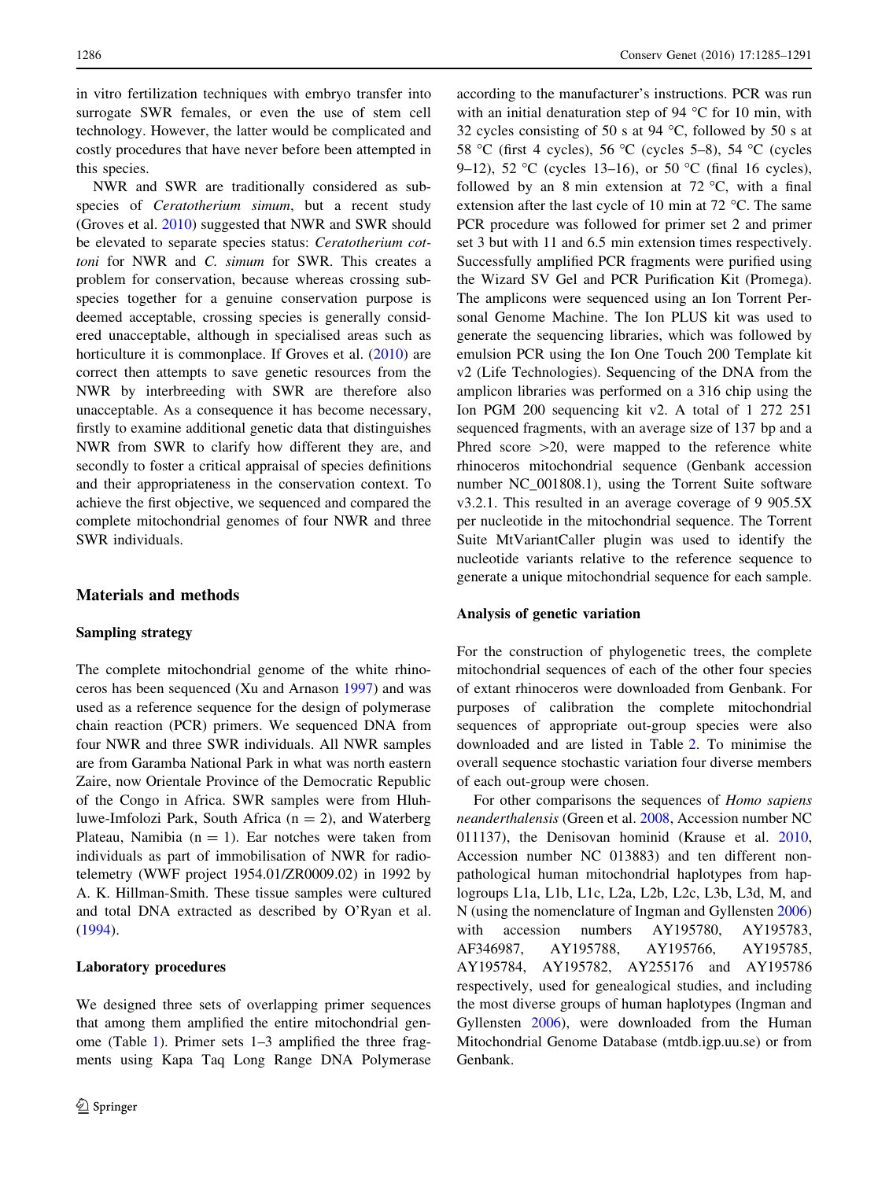in vitro fertilization techniques with embryo transfer into surrogate SWR females, or even the use of stem cell technology. However, the latter would be complicated and costly procedures that have never before been attempted in this species.

NWR and SWR are traditionally considered as subspecies of *Ceratotherium simum*, but a recent study (Groves et al. 2010) suggested that NWR and SWR should be elevated to separate species status: *Ceratotherium cottoni* for NWR and *C. simum* for SWR. This creates a problem for conservation, because whereas crossing subspecies together for a genuine conservation purpose is deemed acceptable, crossing species is generally considered unacceptable, although in specialised areas such as horticulture it is commonplace. If Groves et al. (2010) are correct then attempts to save genetic resources from the NWR by interbreeding with SWR are therefore also unacceptable. As a consequence it has become necessary, firstly to examine additional genetic data that distinguishes NWR from SWR to clarify how different they are, and secondly to foster a critical appraisal of species definitions and their appropriateness in the conservation context. To achieve the first objective, we sequenced and compared the complete mitochondrial genomes of four NWR and three SWR individuals.

## Materials and methods

### Sampling strategy

The complete mitochondrial genome of the white rhinoceros has been sequenced (Xu and Arnason 1997) and was used as a reference sequence for the design of polymerase chain reaction (PCR) primers. We sequenced DNA from four NWR and three SWR individuals. All NWR samples are from Garamba National Park in what was north eastern Zaire, now Orientale Province of the Democratic Republic of the Congo in Africa. SWR samples were from Hluhluwe-Imfolozi Park, South Africa (n = 2), and Waterberg Plateau, Namibia (n = 1). Ear notches were taken from individuals as part of immobilisation of NWR for radio-telemetry (WWF project 1954.01/ZR0009.02) in 1992 by A. K. Hillman-Smith. These tissue samples were cultured and total DNA extracted as described by O'Ryan et al. (1994).

### Laboratory procedures

We designed three sets of overlapping primer sequences that among them amplified the entire mitochondrial genome (Table 1). Primer sets 1–3 amplified the three fragments using Kapa Taq Long Range DNA Polymerase according to the manufacturer's instructions. PCR was run with an initial denaturation step of 94 °C for 10 min, with 32 cycles consisting of 50 s at 94 °C, followed by 50 s at 58 °C (first 4 cycles), 56 °C (cycles 5–8), 54 °C (cycles 9–12), 52 °C (cycles 13–16), or 50 °C (final 16 cycles), followed by an 8 min extension at 72 °C, with a final extension after the last cycle of 10 min at 72 °C. The same PCR procedure was followed for primer set 2 and primer set 3 but with 11 and 6.5 min extension times respectively. Successfully amplified PCR fragments were purified using the Wizard SV Gel and PCR Purification Kit (Promega). The amplicons were sequenced using an Ion Torrent Personal Genome Machine. The Ion PLUS kit was used to generate the sequencing libraries, which was followed by emulsion PCR using the Ion One Touch 200 Template kit v2 (Life Technologies). Sequencing of the DNA from the amplicon libraries was performed on a 316 chip using the Ion PGM 200 sequencing kit v2. A total of 1 272 251 sequenced fragments, with an average size of 137 bp and a Phred score >20, were mapped to the reference white rhinoceros mitochondrial sequence (Genbank accession number NC_001808.1), using the Torrent Suite software v3.2.1. This resulted in an average coverage of 9 905.5X per nucleotide in the mitochondrial sequence. The Torrent Suite MtVariantCaller plugin was used to identify the nucleotide variants relative to the reference sequence to generate a unique mitochondrial sequence for each sample.

### Analysis of genetic variation

For the construction of phylogenetic trees, the complete mitochondrial sequences of each of the other four species of extant rhinoceros were downloaded from Genbank. For purposes of calibration the complete mitochondrial sequences of appropriate out-group species were also downloaded and are listed in Table 2. To minimise the overall sequence stochastic variation four diverse members of each out-group were chosen.

For other comparisons the sequences of *Homo sapiens neanderthalesis* (Green et al. 2008, Accession number NC 011137), the Denisovan hominid (Krause et al. 2010, Accession number NC 013883) and ten different non-pathological human mitochondrial haplotypes from haplogroups L1a, L1b, L1c, L2a, L2b, L2c, L3b, L3d, M, and N (using the nomenclature of Ingman and Gyllensten 2006) with accession numbers AY195780, AY195783, AF346987, AY195788, AY195766, AY195785, AY195784, AY195782, AY255176 and AY195786 respectively, used for genealogical studies, and including the most diverse groups of human haplotypes (Ingman and Gyllensten 2006), were downloaded from the Human Mitochondrial Genome Database (mtdb.igp.uu.se) or from Genbank.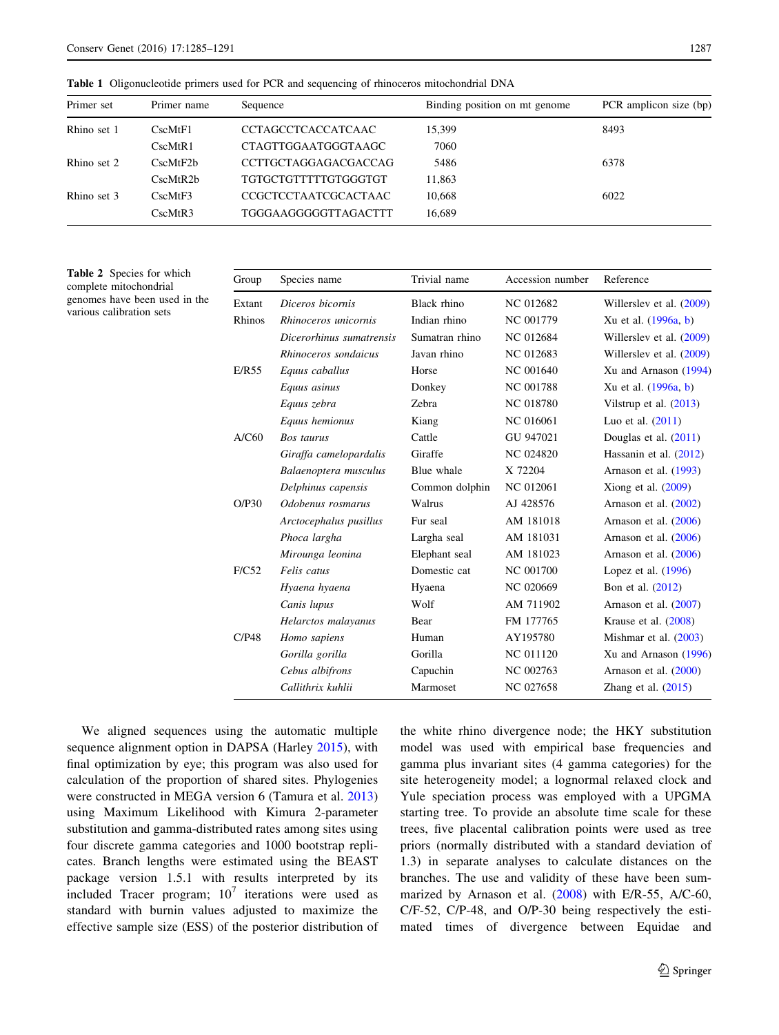**Table 1** Oligonucleotide primers used for PCR and sequencing of rhinoceros mitochondrial DNA

| Primer set | Primer name | Sequence | Binding position on mt genome | PCR amplicon size (bp) |
|---|---|---|---|---|
| Rhino set 1 | CscMtF1 | CCTAGCCTCACCATCAAC | 15,399 | 8493 |
| | CscMtR1 | CTAGTTGGAATGGGTAAGC | 7060 | |
| Rhino set 2 | CscMtF2b | CCTTGCTAGGAGACGACCAG | 5486 | 6378 |
| | CscMtR2b | TGTGCTGTTTTTGTGGGTGT | 11,863 | |
| Rhino set 3 | CscMtF3 | CCGCTCCTAATCGCACTAAC | 10,668 | 6022 |
| | CscMtR3 | TGGGAAGGGGGTTAGACTTT | 16,689 | |

**Table 2** Species for which complete mitochondrial genomes have been used in the various calibration sets

| Group | Species name | Trivial name | Accession number | Reference |
|---|---|---|---|---|
| Extant | *Diceros bicornis* | Black rhino | NC 012682 | Willerslev et al. (2009) |
| Rhinos | *Rhinoceros unicornis* | Indian rhino | NC 001779 | Xu et al. (1996a, b) |
| | *Dicerorhinus sumatrensis* | Sumatran rhino | NC 012684 | Willerslev et al. (2009) |
| | *Rhinoceros sondaicus* | Javan rhino | NC 012683 | Willerslev et al. (2009) |
| E/R55 | *Equus caballus* | Horse | NC 001640 | Xu and Arnason (1994) |
| | *Equus asinus* | Donkey | NC 001788 | Xu et al. (1996a, b) |
| | *Equus zebra* | Zebra | NC 018780 | Vilstrup et al. (2013) |
| | *Equus hemionus* | Kiang | NC 016061 | Luo et al. (2011) |
| A/C60 | *Bos taurus* | Cattle | GU 947021 | Douglas et al. (2011) |
| | *Giraffa camelopardalis* | Giraffe | NC 024820 | Hassanin et al. (2012) |
| | *Balaenoptera musculus* | Blue whale | X 72204 | Arnason et al. (1993) |
| | *Delphinus capensis* | Common dolphin | NC 012061 | Xiong et al. (2009) |
| O/P30 | *Odobenus rosmarus* | Walrus | AJ 428576 | Arnason et al. (2002) |
| | *Arctocephalus pusillus* | Fur seal | AM 181018 | Arnason et al. (2006) |
| | *Phoca largha* | Largha seal | AM 181031 | Arnason et al. (2006) |
| | *Mirounga leonina* | Elephant seal | AM 181023 | Arnason et al. (2006) |
| F/C52 | *Felis catus* | Domestic cat | NC 001700 | Lopez et al. (1996) |
| | *Hyaena hyaena* | Hyaena | NC 020669 | Bon et al. (2012) |
| | *Canis lupus* | Wolf | AM 711902 | Arnason et al. (2007) |
| | *Helarctos malayanus* | Bear | FM 177765 | Krause et al. (2008) |
| C/P48 | *Homo sapiens* | Human | AY195780 | Mishmar et al. (2003) |
| | *Gorilla gorilla* | Gorilla | NC 011120 | Xu and Arnason (1996) |
| | *Cebus albifrons* | Capuchin | NC 002763 | Arnason et al. (2000) |
| | *Callithrix kuhlii* | Marmoset | NC 027658 | Zhang et al. (2015) |

We aligned sequences using the automatic multiple sequence alignment option in DAPSA (Harley 2015), with final optimization by eye; this program was also used for calculation of the proportion of shared sites. Phylogenies were constructed in MEGA version 6 (Tamura et al. 2013) using Maximum Likelihood with Kimura 2-parameter substitution and gamma-distributed rates among sites using four discrete gamma categories and 1000 bootstrap replicates. Branch lengths were estimated using the BEAST package version 1.5.1 with results interpreted by its included Tracer program; $10^7$ iterations were used as standard with burnin values adjusted to maximize the effective sample size (ESS) of the posterior distribution of the white rhino divergence node; the HKY substitution model was used with empirical base frequencies and gamma plus invariant sites (4 gamma categories) for the site heterogeneity model; a lognormal relaxed clock and Yule speciation process was employed with a UPGMA starting tree. To provide an absolute time scale for these trees, five placental calibration points were used as tree priors (normally distributed with a standard deviation of 1.3) in separate analyses to calculate distances on the branches. The use and validity of these have been summarized by Arnason et al. (2008) with E/R-55, A/C-60, C/F-52, C/P-48, and O/P-30 being respectively the estimated times of divergence between Equidae and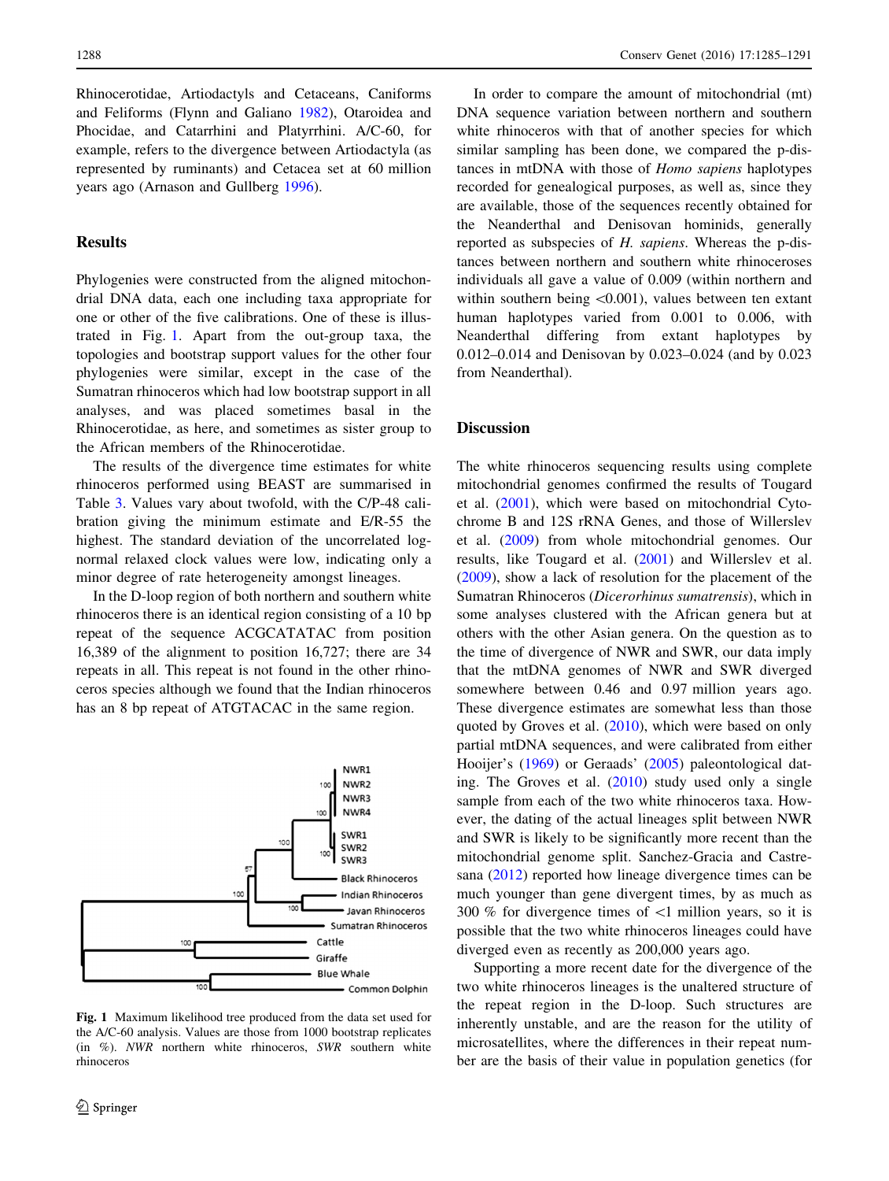Rhinocerotidae, Artiodactyls and Cetaceans, Caniforms and Feliforms (Flynn and Galiano 1982), Otaroidea and Phocidae, and Catarrhini and Platyrrhini. A/C-60, for example, refers to the divergence between Artiodactyla (as represented by ruminants) and Cetacea set at 60 million years ago (Arnason and Gullberg 1996).

## Results

Phylogenies were constructed from the aligned mitochondrial DNA data, each one including taxa appropriate for one or other of the five calibrations. One of these is illustrated in Fig. 1. Apart from the out-group taxa, the topologies and bootstrap support values for the other four phylogenies were similar, except in the case of the Sumatran rhinoceros which had low bootstrap support in all analyses, and was placed sometimes basal in the Rhinocerotidae, as here, and sometimes as sister group to the African members of the Rhinocerotidae.

The results of the divergence time estimates for white rhinoceros performed using BEAST are summarised in Table 3. Values vary about twofold, with the C/P-48 calibration giving the minimum estimate and E/R-55 the highest. The standard deviation of the uncorrelated log-normal relaxed clock values were low, indicating only a minor degree of rate heterogeneity amongst lineages.

In the D-loop region of both northern and southern white rhinoceros there is an identical region consisting of a 10 bp repeat of the sequence ACGCATATAC from position 16,389 of the alignment to position 16,727; there are 34 repeats in all. This repeat is not found in the other rhinoceros species although we found that the Indian rhinoceros has an 8 bp repeat of ATGTACAC in the same region.

**Fig. 1** Maximum likelihood tree produced from the data set used for the A/C-60 analysis. Values are those from 1000 bootstrap replicates (in %). *NWR* northern white rhinoceros, *SWR* southern white rhinoceros

In order to compare the amount of mitochondrial (mt) DNA sequence variation between northern and southern white rhinoceros with that of another species for which similar sampling has been done, we compared the p-distances in mtDNA with those of *Homo sapiens* haplotypes recorded for genealogical purposes, as well as, since they are available, those of the sequences recently obtained for the Neanderthal and Denisovan hominids, generally reported as subspecies of *H. sapiens*. Whereas the p-distances between northern and southern white rhinoceroses individuals all gave a value of 0.009 (within northern and within southern being <0.001), values between ten extant human haplotypes varied from 0.001 to 0.006, with Neanderthal differing from extant haplotypes by 0.012–0.014 and Denisovan by 0.023–0.024 (and by 0.023 from Neanderthal).

## Discussion

The white rhinoceros sequencing results using complete mitochondrial genomes confirmed the results of Tougard et al. (2001), which were based on mitochondrial Cytochrome B and 12S rRNA Genes, and those of Willerslev et al. (2009) from whole mitochondrial genomes. Our results, like Tougard et al. (2001) and Willerslev et al. (2009), show a lack of resolution for the placement of the Sumatran Rhinoceros (*Dicerorhinus sumatrensis*), which in some analyses clustered with the African genera but at others with the other Asian genera. On the question as to the time of divergence of NWR and SWR, our data imply that the mtDNA genomes of NWR and SWR diverged somewhere between 0.46 and 0.97 million years ago. These divergence estimates are somewhat less than those quoted by Groves et al. (2010), which were based on only partial mtDNA sequences, and were calibrated from either Hooijer's (1969) or Geraads' (2005) paleontological dating. The Groves et al. (2010) study used only a single sample from each of the two white rhinoceros taxa. However, the dating of the actual lineages split between NWR and SWR is likely to be significantly more recent than the mitochondrial genome split. Sanchez-Gracia and Castresana (2012) reported how lineage divergence times can be much younger than gene divergent times, by as much as 300 % for divergence times of <1 million years, so it is possible that the two white rhinoceros lineages could have diverged even as recently as 200,000 years ago.

Supporting a more recent date for the divergence of the two white rhinoceros lineages is the unaltered structure of the repeat region in the D-loop. Such structures are inherently unstable, and are the reason for the utility of microsatellites, where the differences in their repeat number are the basis of their value in population genetics (for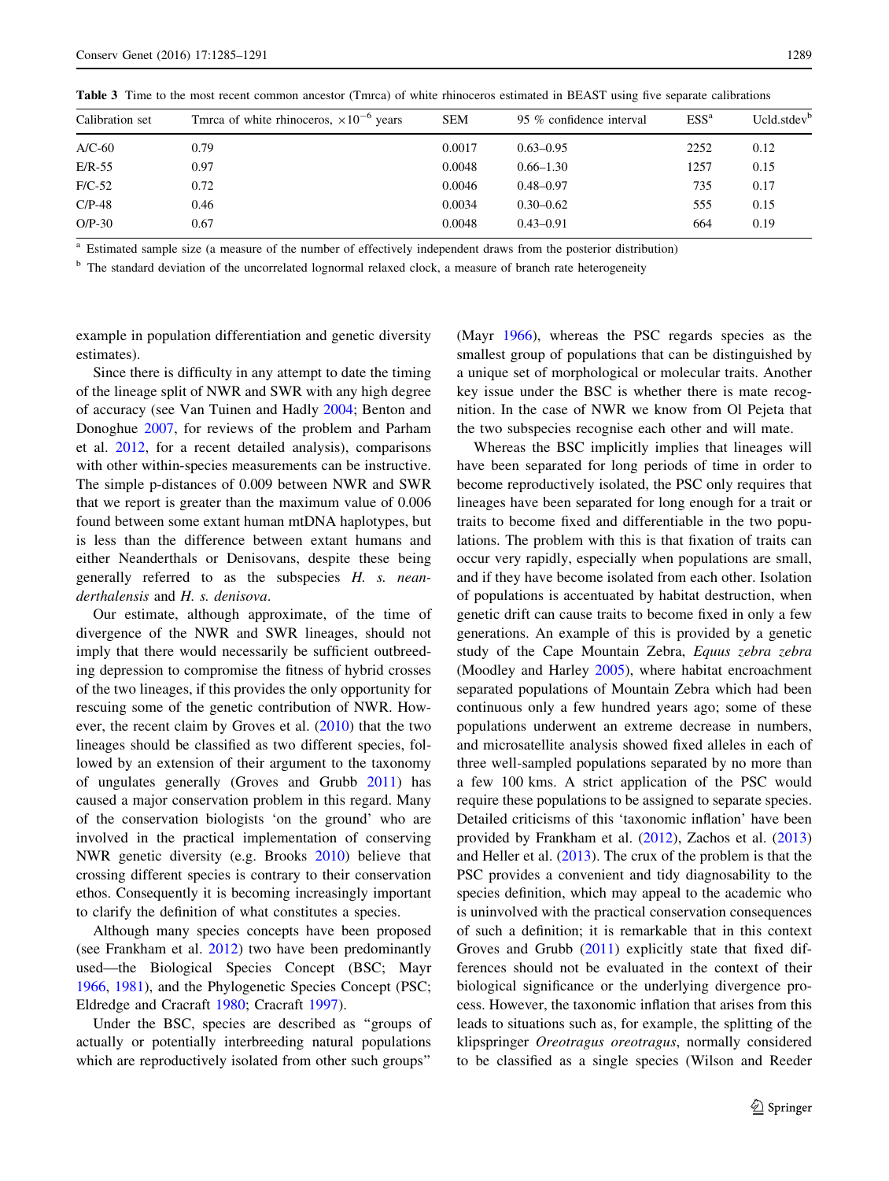**Table 3** Time to the most recent common ancestor (Tmrca) of white rhinoceros estimated in BEAST using five separate calibrations

| Calibration set | Tmrca of white rhinoceros, $\times 10^{-6}$ years | SEM | 95 % confidence interval | ESS[a] | Ucld.stdev[b] |
|---|---|---|---|---|---|
| A/C-60 | 0.79 | 0.0017 | 0.63–0.95 | 2252 | 0.12 |
| E/R-55 | 0.97 | 0.0048 | 0.66–1.30 | 1257 | 0.15 |
| F/C-52 | 0.72 | 0.0046 | 0.48–0.97 | 735 | 0.17 |
| C/P-48 | 0.46 | 0.0034 | 0.30–0.62 | 555 | 0.15 |
| O/P-30 | 0.67 | 0.0048 | 0.43–0.91 | 664 | 0.19 |

[a] Estimated sample size (a measure of the number of effectively independent draws from the posterior distribution)

[b] The standard deviation of the uncorrelated lognormal relaxed clock, a measure of branch rate heterogeneity

example in population differentiation and genetic diversity estimates).

Since there is difficulty in any attempt to date the timing of the lineage split of NWR and SWR with any high degree of accuracy (see Van Tuinen and Hadly 2004; Benton and Donoghue 2007, for reviews of the problem and Parham et al. 2012, for a recent detailed analysis), comparisons with other within-species measurements can be instructive. The simple p-distances of 0.009 between NWR and SWR that we report is greater than the maximum value of 0.006 found between some extant human mtDNA haplotypes, but is less than the difference between extant humans and either Neanderthals or Denisovans, despite these being generally referred to as the subspecies *H. s. neanderthalensis* and *H. s. denisova*.

Our estimate, although approximate, of the time of divergence of the NWR and SWR lineages, should not imply that there would necessarily be sufficient outbreeding depression to compromise the fitness of hybrid crosses of the two lineages, if this provides the only opportunity for rescuing some of the genetic contribution of NWR. However, the recent claim by Groves et al. (2010) that the two lineages should be classified as two different species, followed by an extension of their argument to the taxonomy of ungulates generally (Groves and Grubb 2011) has caused a major conservation problem in this regard. Many of the conservation biologists 'on the ground' who are involved in the practical implementation of conserving NWR genetic diversity (e.g. Brooks 2010) believe that crossing different species is contrary to their conservation ethos. Consequently it is becoming increasingly important to clarify the definition of what constitutes a species.

Although many species concepts have been proposed (see Frankham et al. 2012) two have been predominantly used—the Biological Species Concept (BSC; Mayr 1966, 1981), and the Phylogenetic Species Concept (PSC; Eldredge and Cracraft 1980; Cracraft 1997).

Under the BSC, species are described as "groups of actually or potentially interbreeding natural populations which are reproductively isolated from other such groups" (Mayr 1966), whereas the PSC regards species as the smallest group of populations that can be distinguished by a unique set of morphological or molecular traits. Another key issue under the BSC is whether there is mate recognition. In the case of NWR we know from Ol Pejeta that the two subspecies recognise each other and will mate.

Whereas the BSC implicitly implies that lineages will have been separated for long periods of time in order to become reproductively isolated, the PSC only requires that lineages have been separated for long enough for a trait or traits to become fixed and differentiable in the two populations. The problem with this is that fixation of traits can occur very rapidly, especially when populations are small, and if they have become isolated from each other. Isolation of populations is accentuated by habitat destruction, when genetic drift can cause traits to become fixed in only a few generations. An example of this is provided by a genetic study of the Cape Mountain Zebra, *Equus zebra zebra* (Moodley and Harley 2005), where habitat encroachment separated populations of Mountain Zebra which had been continuous only a few hundred years ago; some of these populations underwent an extreme decrease in numbers, and microsatellite analysis showed fixed alleles in each of three well-sampled populations separated by no more than a few 100 kms. A strict application of the PSC would require these populations to be assigned to separate species. Detailed criticisms of this 'taxonomic inflation' have been provided by Frankham et al. (2012), Zachos et al. (2013) and Heller et al. (2013). The crux of the problem is that the PSC provides a convenient and tidy diagnosability to the species definition, which may appeal to the academic who is uninvolved with the practical conservation consequences of such a definition; it is remarkable that in this context Groves and Grubb (2011) explicitly state that fixed differences should not be evaluated in the context of their biological significance or the underlying divergence process. However, the taxonomic inflation that arises from this leads to situations such as, for example, the splitting of the klipspringer *Oreotragus oreotragus*, normally considered to be classified as a single species (Wilson and Reeder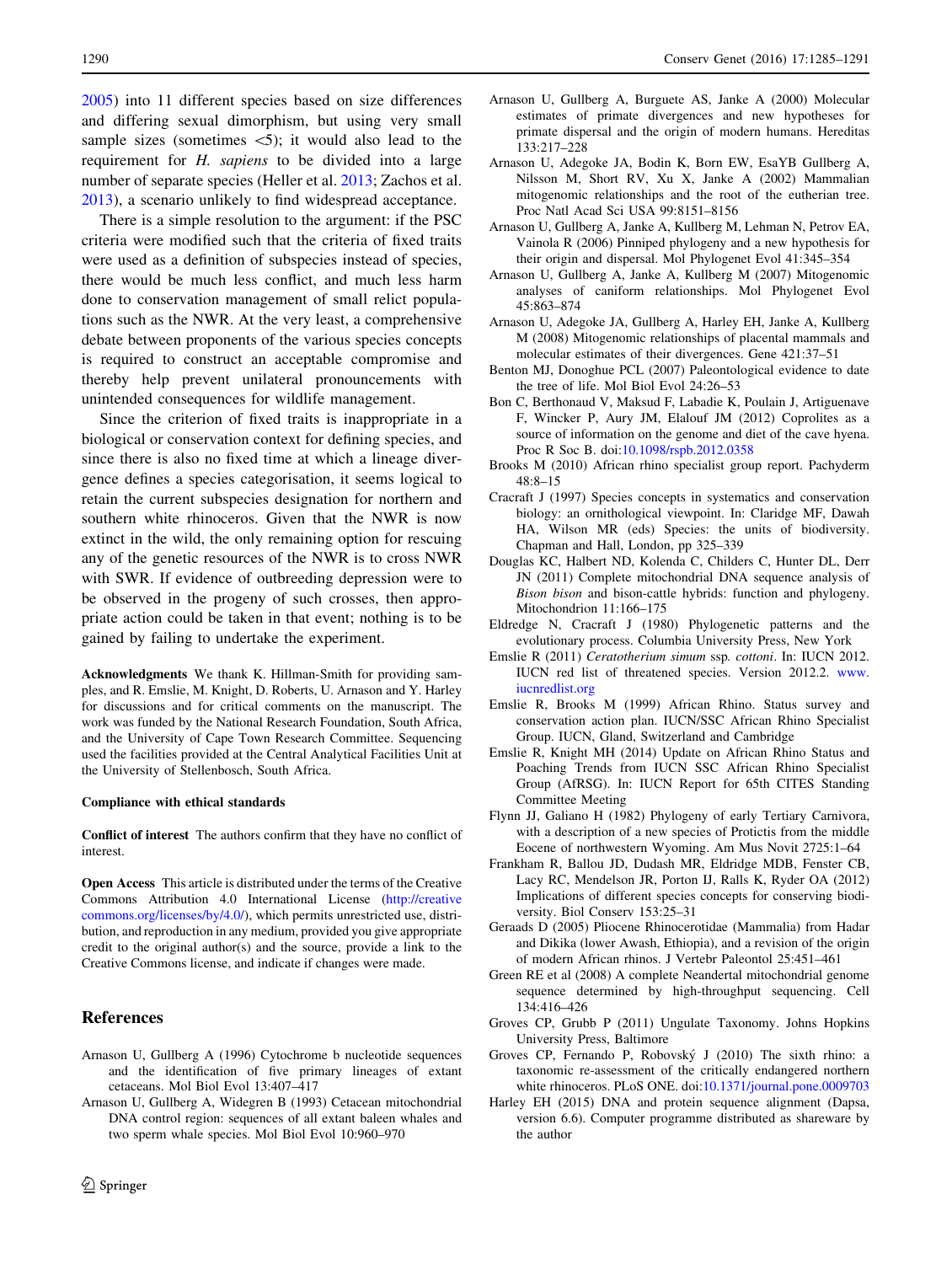2005) into 11 different species based on size differences and differing sexual dimorphism, but using very small sample sizes (sometimes <5); it would also lead to the requirement for *H. sapiens* to be divided into a large number of separate species (Heller et al. 2013; Zachos et al. 2013), a scenario unlikely to find widespread acceptance.

There is a simple resolution to the argument: if the PSC criteria were modified such that the criteria of fixed traits were used as a definition of subspecies instead of species, there would be much less conflict, and much less harm done to conservation management of small relict populations such as the NWR. At the very least, a comprehensive debate between proponents of the various species concepts is required to construct an acceptable compromise and thereby help prevent unilateral pronouncements with unintended consequences for wildlife management.

Since the criterion of fixed traits is inappropriate in a biological or conservation context for defining species, and since there is also no fixed time at which a lineage divergence defines a species categorisation, it seems logical to retain the current subspecies designation for northern and southern white rhinoceros. Given that the NWR is now extinct in the wild, the only remaining option for rescuing any of the genetic resources of the NWR is to cross NWR with SWR. If evidence of outbreeding depression were to be observed in the progeny of such crosses, then appropriate action could be taken in that event; nothing is to be gained by failing to undertake the experiment.

**Acknowledgments** We thank K. Hillman-Smith for providing samples, and R. Emslie, M. Knight, D. Roberts, U. Arnason and Y. Harley for discussions and for critical comments on the manuscript. The work was funded by the National Research Foundation, South Africa, and the University of Cape Town Research Committee. Sequencing used the facilities provided at the Central Analytical Facilities Unit at the University of Stellenbosch, South Africa.

**Compliance with ethical standards**

**Conflict of interest** The authors confirm that they have no conflict of interest.

**Open Access** This article is distributed under the terms of the Creative Commons Attribution 4.0 International License (http://creativecommons.org/licenses/by/4.0/), which permits unrestricted use, distribution, and reproduction in any medium, provided you give appropriate credit to the original author(s) and the source, provide a link to the Creative Commons license, and indicate if changes were made.

## References

Arnason U, Gullberg A (1996) Cytochrome b nucleotide sequences and the identification of five primary lineages of extant cetaceans. Mol Biol Evol 13:407–417

Arnason U, Gullberg A, Widegren B (1993) Cetacean mitochondrial DNA control region: sequences of all extant baleen whales and two sperm whale species. Mol Biol Evol 10:960–970

Arnason U, Gullberg A, Burguete AS, Janke A (2000) Molecular estimates of primate divergences and new hypotheses for primate dispersal and the origin of modern humans. Hereditas 133:217–228

Arnason U, Adegoke JA, Bodin K, Born EW, EsaYB Gullberg A, Nilsson M, Short RV, Xu X, Janke A (2002) Mammalian mitogenomic relationships and the root of the eutherian tree. Proc Natl Acad Sci USA 99:8151–8156

Arnason U, Gullberg A, Janke A, Kullberg M, Lehman N, Petrov EA, Vainola R (2006) Pinniped phylogeny and a new hypothesis for their origin and dispersal. Mol Phylogenet Evol 41:345–354

Arnason U, Gullberg A, Janke A, Kullberg M (2007) Mitogenomic analyses of caniform relationships. Mol Phylogenet Evol 45:863–874

Arnason U, Adegoke JA, Gullberg A, Harley EH, Janke A, Kullberg M (2008) Mitogenomic relationships of placental mammals and molecular estimates of their divergences. Gene 421:37–51

Benton MJ, Donoghue PCL (2007) Paleontological evidence to date the tree of life. Mol Biol Evol 24:26–53

Bon C, Berthonaud V, Maksud F, Labadie K, Poulain J, Artiguenave F, Wincker P, Aury JM, Elalouf JM (2012) Coprolites as a source of information on the genome and diet of the cave hyena. Proc R Soc B. doi:10.1098/rspb.2012.0358

Brooks M (2010) African rhino specialist group report. Pachyderm 48:8–15

Cracraft J (1997) Species concepts in systematics and conservation biology: an ornithological viewpoint. In: Claridge MF, Dawah HA, Wilson MR (eds) Species: the units of biodiversity. Chapman and Hall, London, pp 325–339

Douglas KC, Halbert ND, Kolenda C, Childers C, Hunter DL, Derr JN (2011) Complete mitochondrial DNA sequence analysis of *Bison bison* and bison-cattle hybrids: function and phylogeny. Mitochondrion 11:166–175

Eldredge N, Cracraft J (1980) Phylogenetic patterns and the evolutionary process. Columbia University Press, New York

Emslie R (2011) *Ceratotherium simum* ssp. *cottoni*. In: IUCN 2012. IUCN red list of threatened species. Version 2012.2. www.iucnredlist.org

Emslie R, Brooks M (1999) African Rhino. Status survey and conservation action plan. IUCN/SSC African Rhino Specialist Group. IUCN, Gland, Switzerland and Cambridge

Emslie R, Knight MH (2014) Update on African Rhino Status and Poaching Trends from IUCN SSC African Rhino Specialist Group (AfRSG). In: IUCN Report for 65th CITES Standing Committee Meeting

Flynn JJ, Galiano H (1982) Phylogeny of early Tertiary Carnivora, with a description of a new species of Protictis from the middle Eocene of northwestern Wyoming. Am Mus Novit 2725:1–64

Frankham R, Ballou JD, Dudash MR, Eldridge MDB, Fenster CB, Lacy RC, Mendelson JR, Porton IJ, Ralls K, Ryder OA (2012) Implications of different species concepts for conserving biodiversity. Biol Conserv 153:25–31

Geraads D (2005) Pliocene Rhinocerotidae (Mammalia) from Hadar and Dikika (lower Awash, Ethiopia), and a revision of the origin of modern African rhinos. J Vertebr Paleontol 25:451–461

Green RE et al (2008) A complete Neandertal mitochondrial genome sequence determined by high-throughput sequencing. Cell 134:416–426

Groves CP, Grubb P (2011) Ungulate Taxonomy. Johns Hopkins University Press, Baltimore

Groves CP, Fernando P, Robovský J (2010) The sixth rhino: a taxonomic re-assessment of the critically endangered northern white rhinoceros. PLoS ONE. doi:10.1371/journal.pone.0009703

Harley EH (2015) DNA and protein sequence alignment (Dapsa, version 6.6). Computer programme distributed as shareware by the author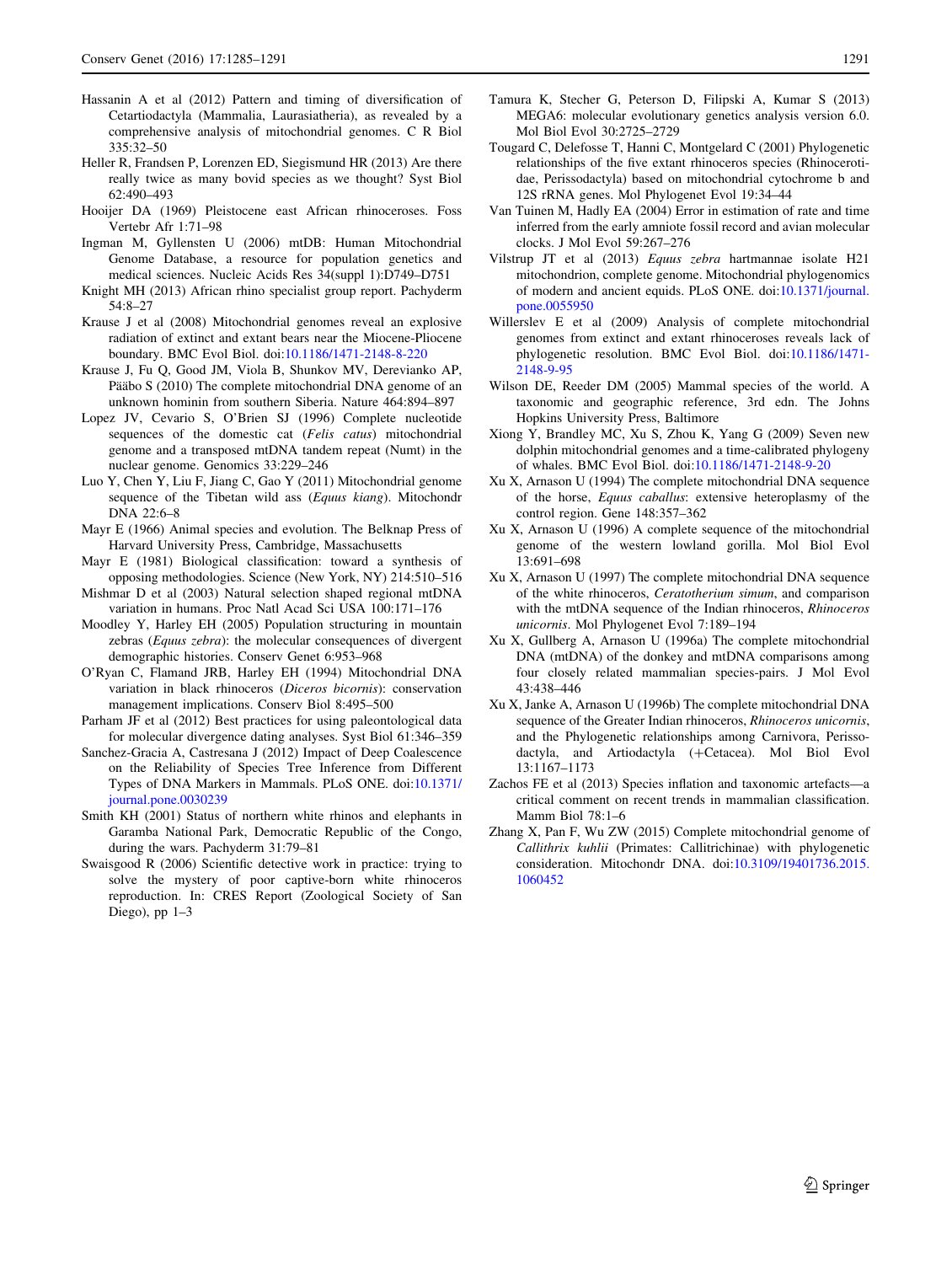Hassanin A et al (2012) Pattern and timing of diversification of Cetartiodactyla (Mammalia, Laurasiatheria), as revealed by a comprehensive analysis of mitochondrial genomes. C R Biol 335:32–50

Heller R, Frandsen P, Lorenzen ED, Siegismund HR (2013) Are there really twice as many bovid species as we thought? Syst Biol 62:490–493

Hooijer DA (1969) Pleistocene east African rhinoceroses. Foss Vertebr Afr 1:71–98

Ingman M, Gyllensten U (2006) mtDB: Human Mitochondrial Genome Database, a resource for population genetics and medical sciences. Nucleic Acids Res 34(suppl 1):D749–D751

Knight MH (2013) African rhino specialist group report. Pachyderm 54:8–27

Krause J et al (2008) Mitochondrial genomes reveal an explosive radiation of extinct and extant bears near the Miocene-Pliocene boundary. BMC Evol Biol. doi:10.1186/1471-2148-8-220

Krause J, Fu Q, Good JM, Viola B, Shunkov MV, Derevianko AP, Pääbo S (2010) The complete mitochondrial DNA genome of an unknown hominin from southern Siberia. Nature 464:894–897

Lopez JV, Cevario S, O'Brien SJ (1996) Complete nucleotide sequences of the domestic cat (*Felis catus*) mitochondrial genome and a transposed mtDNA tandem repeat (Numt) in the nuclear genome. Genomics 33:229–246

Luo Y, Chen Y, Liu F, Jiang C, Gao Y (2011) Mitochondrial genome sequence of the Tibetan wild ass (*Equus kiang*). Mitochondr DNA 22:6–8

Mayr E (1966) Animal species and evolution. The Belknap Press of Harvard University Press, Cambridge, Massachusetts

Mayr E (1981) Biological classification: toward a synthesis of opposing methodologies. Science (New York, NY) 214:510–516

Mishmar D et al (2003) Natural selection shaped regional mtDNA variation in humans. Proc Natl Acad Sci USA 100:171–176

Moodley Y, Harley EH (2005) Population structuring in mountain zebras (*Equus zebra*): the molecular consequences of divergent demographic histories. Conserv Genet 6:953–968

O'Ryan C, Flamand JRB, Harley EH (1994) Mitochondrial DNA variation in black rhinoceros (*Diceros bicornis*): conservation management implications. Conserv Biol 8:495–500

Parham JF et al (2012) Best practices for using paleontological data for molecular divergence dating analyses. Syst Biol 61:346–359

Sanchez-Gracia A, Castresana J (2012) Impact of Deep Coalescence on the Reliability of Species Tree Inference from Different Types of DNA Markers in Mammals. PLoS ONE. doi:10.1371/journal.pone.0030239

Smith KH (2001) Status of northern white rhinos and elephants in Garamba National Park, Democratic Republic of the Congo, during the wars. Pachyderm 31:79–81

Swaisgood R (2006) Scientific detective work in practice: trying to solve the mystery of poor captive-born white rhinoceros reproduction. In: CRES Report (Zoological Society of San Diego), pp 1–3

Tamura K, Stecher G, Peterson D, Filipski A, Kumar S (2013) MEGA6: molecular evolutionary genetics analysis version 6.0. Mol Biol Evol 30:2725–2729

Tougard C, Delefosse T, Hanni C, Montgelard C (2001) Phylogenetic relationships of the five extant rhinoceros species (Rhinocerotidae, Perissodactyla) based on mitochondrial cytochrome b and 12S rRNA genes. Mol Phylogenet Evol 19:34–44

Van Tuinen M, Hadly EA (2004) Error in estimation of rate and time inferred from the early amniote fossil record and avian molecular clocks. J Mol Evol 59:267–276

Vilstrup JT et al (2013) *Equus zebra* hartmannae isolate H21 mitochondrion, complete genome. Mitochondrial phylogenomics of modern and ancient equids. PLoS ONE. doi:10.1371/journal.pone.0055950

Willerslev E et al (2009) Analysis of complete mitochondrial genomes from extinct and extant rhinoceroses reveals lack of phylogenetic resolution. BMC Evol Biol. doi:10.1186/1471-2148-9-95

Wilson DE, Reeder DM (2005) Mammal species of the world. A taxonomic and geographic reference, 3rd edn. The Johns Hopkins University Press, Baltimore

Xiong Y, Brandley MC, Xu S, Zhou K, Yang G (2009) Seven new dolphin mitochondrial genomes and a time-calibrated phylogeny of whales. BMC Evol Biol. doi:10.1186/1471-2148-9-20

Xu X, Arnason U (1994) The complete mitochondrial DNA sequence of the horse, *Equus caballus*: extensive heteroplasmy of the control region. Gene 148:357–362

Xu X, Arnason U (1996) A complete sequence of the mitochondrial genome of the western lowland gorilla. Mol Biol Evol 13:691–698

Xu X, Arnason U (1997) The complete mitochondrial DNA sequence of the white rhinoceros, *Ceratotherium simum*, and comparison with the mtDNA sequence of the Indian rhinoceros, *Rhinoceros unicornis*. Mol Phylogenet Evol 7:189–194

Xu X, Gullberg A, Arnason U (1996a) The complete mitochondrial DNA (mtDNA) of the donkey and mtDNA comparisons among four closely related mammalian species-pairs. J Mol Evol 43:438–446

Xu X, Janke A, Arnason U (1996b) The complete mitochondrial DNA sequence of the Greater Indian rhinoceros, *Rhinoceros unicornis*, and the Phylogenetic relationships among Carnivora, Perissodactyla, and Artiodactyla (+Cetacea). Mol Biol Evol 13:1167–1173

Zachos FE et al (2013) Species inflation and taxonomic artefacts—a critical comment on recent trends in mammalian classification. Mamm Biol 78:1–6

Zhang X, Pan F, Wu ZW (2015) Complete mitochondrial genome of *Callithrix kuhlii* (Primates: Callitrichinae) with phylogenetic consideration. Mitochondr DNA. doi:10.3109/19401736.2015.1060452